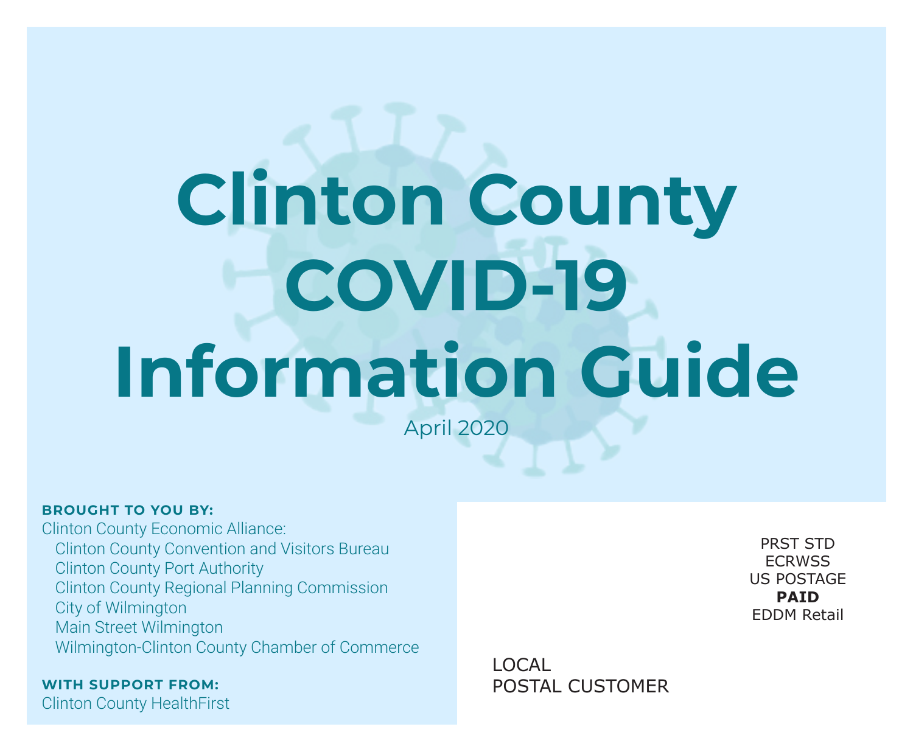# Clinton County COVID-19 Information Guide

April 2020

**BROUGHT TO YOU BY:**

Clinton County Economic Alliance:

- Clinton County Convention and Visitors Bureau
- Clinton County Port Authority
- Clinton County Regional Planning Commission
- City of Wilmington
- Main Street Wilmington
- Wilmington-Clinton County Chamber of Commerce

**WITH SUPPORT FROM:**

Clinton County HealthFirst

PRST STD
ECRWSS
US POSTAGE
**PAID**
EDDM Retail

LOCAL
POSTAL CUSTOMER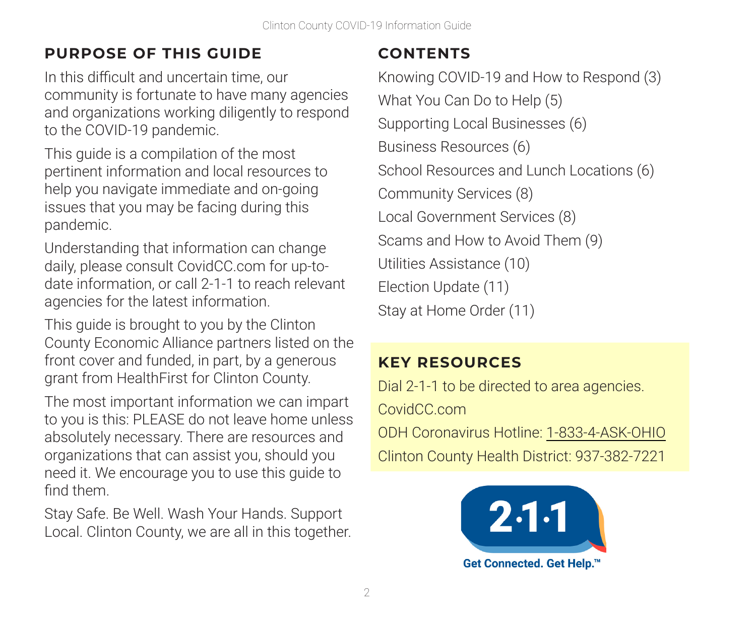## PURPOSE OF THIS GUIDE

In this difficult and uncertain time, our community is fortunate to have many agencies and organizations working diligently to respond to the COVID-19 pandemic.

This guide is a compilation of the most pertinent information and local resources to help you navigate immediate and on-going issues that you may be facing during this pandemic.

Understanding that information can change daily, please consult CovidCC.com for up-to-date information, or call 2-1-1 to reach relevant agencies for the latest information.

This guide is brought to you by the Clinton County Economic Alliance partners listed on the front cover and funded, in part, by a generous grant from HealthFirst for Clinton County.

The most important information we can impart to you is this: PLEASE do not leave home unless absolutely necessary. There are resources and organizations that can assist you, should you need it. We encourage you to use this guide to find them.

Stay Safe. Be Well. Wash Your Hands. Support Local. Clinton County, we are all in this together.

## CONTENTS

Knowing COVID-19 and How to Respond (3)

What You Can Do to Help (5)

Supporting Local Businesses (6)

Business Resources (6)

School Resources and Lunch Locations (6)

Community Services (8)

Local Government Services (8)

Scams and How to Avoid Them (9)

Utilities Assistance (10)

Election Update (11)

Stay at Home Order (11)

## KEY RESOURCES

Dial 2-1-1 to be directed to area agencies.

CovidCC.com

ODH Coronavirus Hotline: 1-833-4-ASK-OHIO

Clinton County Health District: 937-382-7221

2·1·1

Get Connected. Get Help.™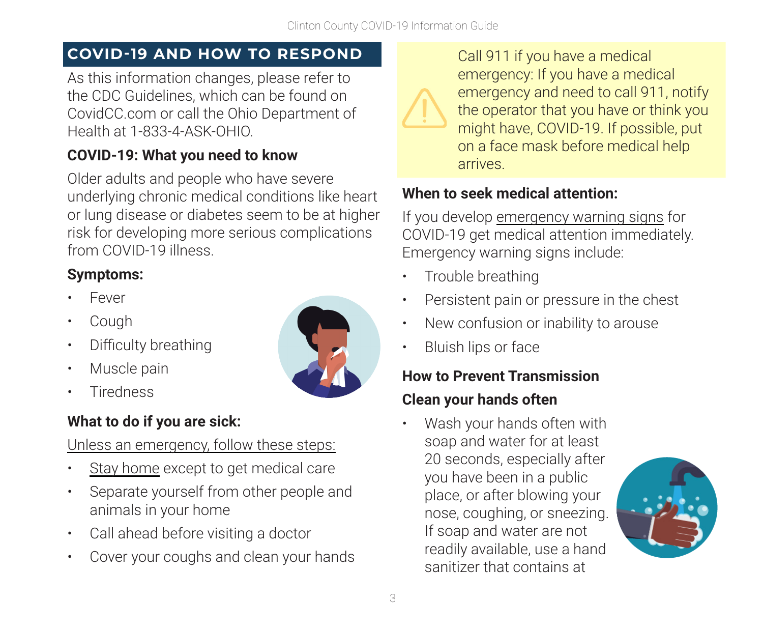## COVID-19 AND HOW TO RESPOND

As this information changes, please refer to the CDC Guidelines, which can be found on CovidCC.com or call the Ohio Department of Health at 1-833-4-ASK-OHIO.

### COVID-19: What you need to know

Older adults and people who have severe underlying chronic medical conditions like heart or lung disease or diabetes seem to be at higher risk for developing more serious complications from COVID-19 illness.

### Symptoms:

- Fever
- Cough
- Difficulty breathing
- Muscle pain
- Tiredness

### What to do if you are sick:

Unless an emergency, follow these steps:

- Stay home except to get medical care
- Separate yourself from other people and animals in your home
- Call ahead before visiting a doctor
- Cover your coughs and clean your hands

Call 911 if you have a medical emergency: If you have a medical emergency and need to call 911, notify the operator that you have or think you might have, COVID-19. If possible, put on a face mask before medical help arrives.

### When to seek medical attention:

If you develop emergency warning signs for COVID-19 get medical attention immediately. Emergency warning signs include:

- Trouble breathing
- Persistent pain or pressure in the chest
- New confusion or inability to arouse
- Bluish lips or face

### How to Prevent Transmission

### Clean your hands often

- Wash your hands often with soap and water for at least 20 seconds, especially after you have been in a public place, or after blowing your nose, coughing, or sneezing. If soap and water are not readily available, use a hand sanitizer that contains at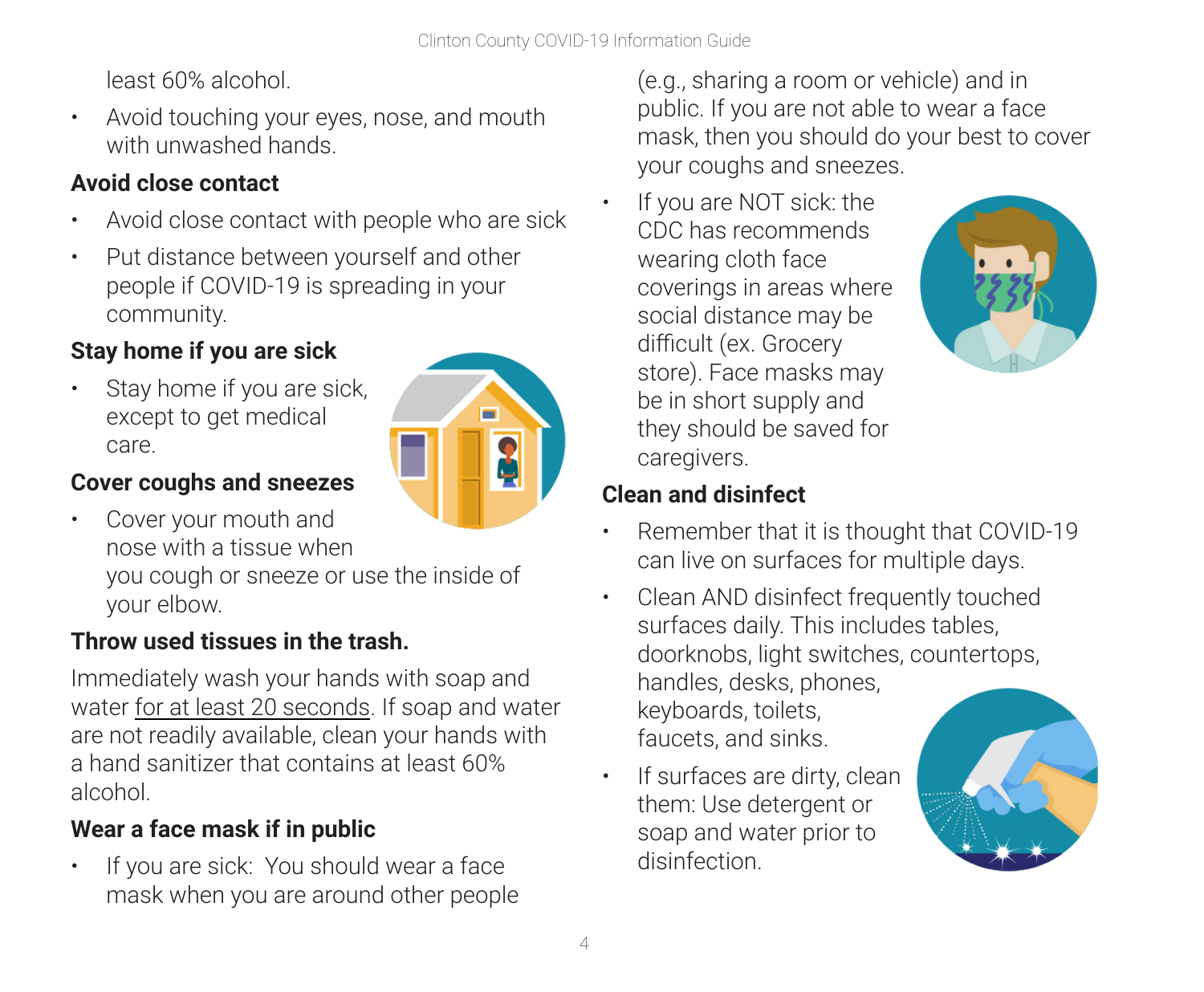least 60% alcohol.

- Avoid touching your eyes, nose, and mouth with unwashed hands.

### Avoid close contact

- Avoid close contact with people who are sick
- Put distance between yourself and other people if COVID-19 is spreading in your community.

### Stay home if you are sick

- Stay home if you are sick, except to get medical care.

### Cover coughs and sneezes

- Cover your mouth and nose with a tissue when you cough or sneeze or use the inside of your elbow.

### Throw used tissues in the trash.

Immediately wash your hands with soap and water for at least 20 seconds. If soap and water are not readily available, clean your hands with a hand sanitizer that contains at least 60% alcohol.

### Wear a face mask if in public

- If you are sick: You should wear a face mask when you are around other people (e.g., sharing a room or vehicle) and in public. If you are not able to wear a face mask, then you should do your best to cover your coughs and sneezes.
- If you are NOT sick: the CDC has recommends wearing cloth face coverings in areas where social distance may be difficult (ex. Grocery store). Face masks may be in short supply and they should be saved for caregivers.

### Clean and disinfect

- Remember that it is thought that COVID-19 can live on surfaces for multiple days.
- Clean AND disinfect frequently touched surfaces daily. This includes tables, doorknobs, light switches, countertops, handles, desks, phones, keyboards, toilets, faucets, and sinks.
- If surfaces are dirty, clean them: Use detergent or soap and water prior to disinfection.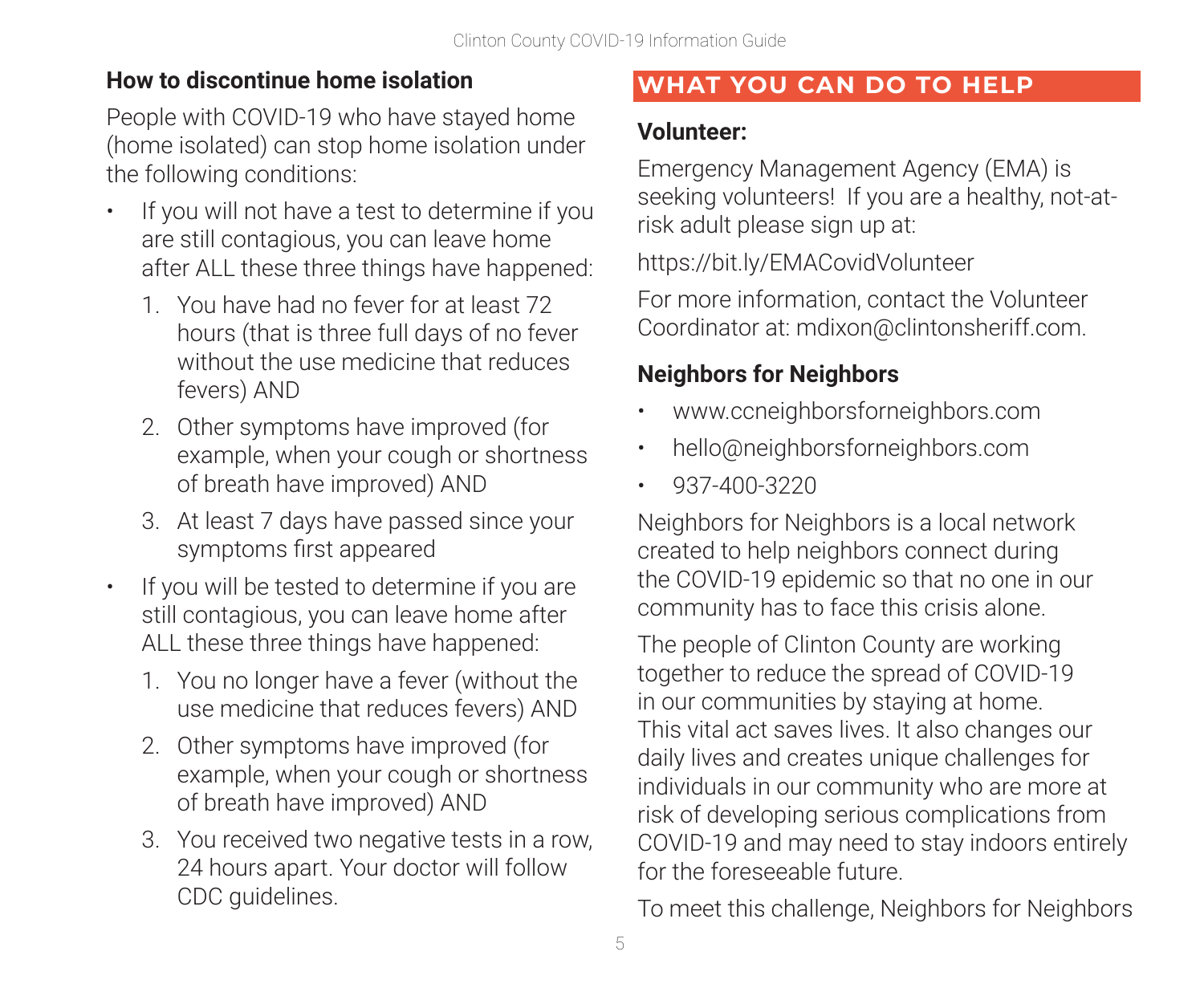### How to discontinue home isolation

People with COVID-19 who have stayed home (home isolated) can stop home isolation under the following conditions:

- If you will not have a test to determine if you are still contagious, you can leave home after ALL these three things have happened:
  1. You have had no fever for at least 72 hours (that is three full days of no fever without the use medicine that reduces fevers) AND
  2. Other symptoms have improved (for example, when your cough or shortness of breath have improved) AND
  3. At least 7 days have passed since your symptoms first appeared
- If you will be tested to determine if you are still contagious, you can leave home after ALL these three things have happened:
  1. You no longer have a fever (without the use medicine that reduces fevers) AND
  2. Other symptoms have improved (for example, when your cough or shortness of breath have improved) AND
  3. You received two negative tests in a row, 24 hours apart. Your doctor will follow CDC guidelines.

## WHAT YOU CAN DO TO HELP

### Volunteer:

Emergency Management Agency (EMA) is seeking volunteers! If you are a healthy, not-at-risk adult please sign up at:

https://bit.ly/EMACovidVolunteer

For more information, contact the Volunteer Coordinator at: mdixon@clintonsheriff.com.

### Neighbors for Neighbors

- www.ccneighborsforneighbors.com
- hello@neighborsforneighbors.com
- 937-400-3220

Neighbors for Neighbors is a local network created to help neighbors connect during the COVID-19 epidemic so that no one in our community has to face this crisis alone.

The people of Clinton County are working together to reduce the spread of COVID-19 in our communities by staying at home. This vital act saves lives. It also changes our daily lives and creates unique challenges for individuals in our community who are more at risk of developing serious complications from COVID-19 and may need to stay indoors entirely for the foreseeable future.

To meet this challenge, Neighbors for Neighbors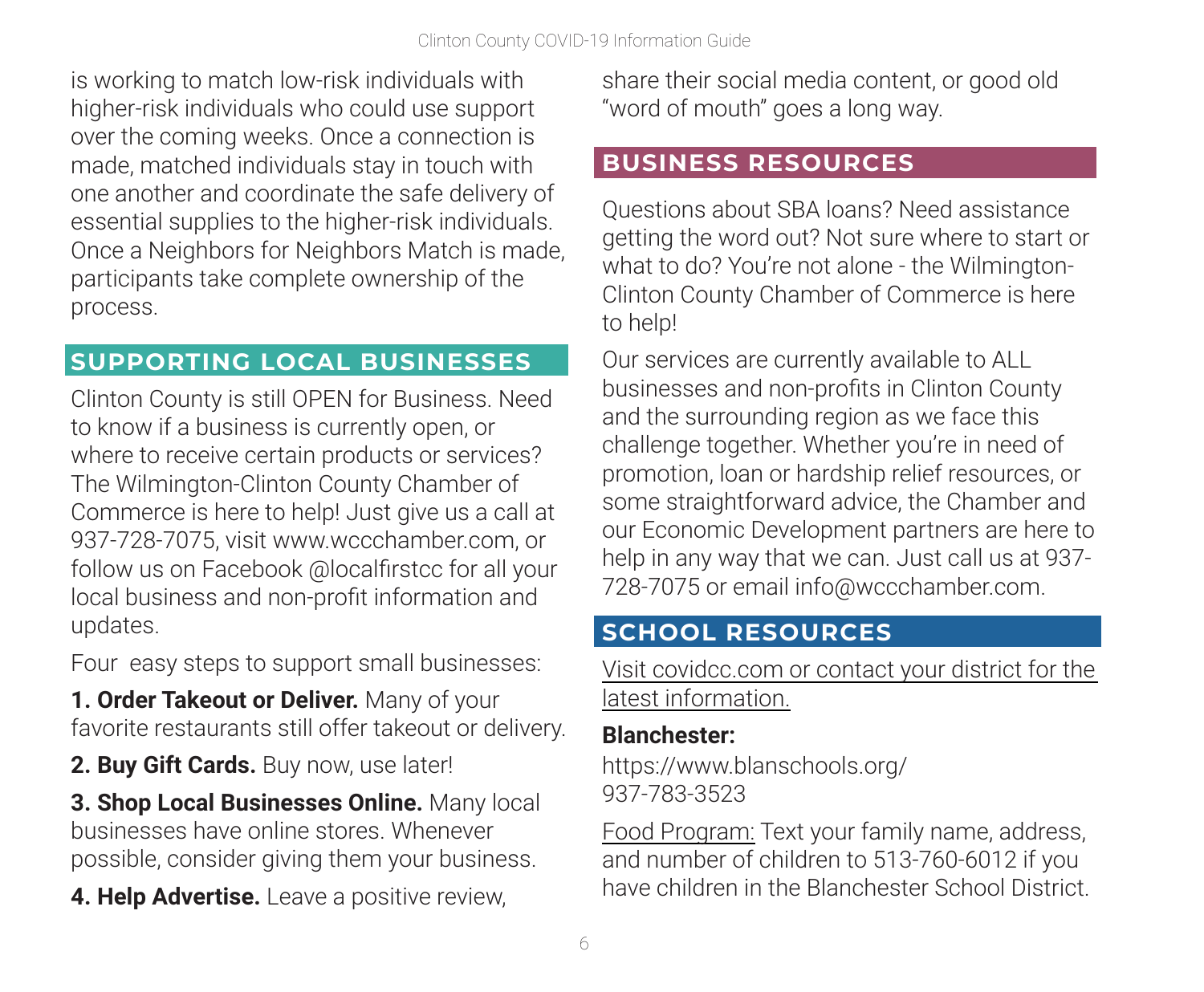is working to match low-risk individuals with higher-risk individuals who could use support over the coming weeks. Once a connection is made, matched individuals stay in touch with one another and coordinate the safe delivery of essential supplies to the higher-risk individuals. Once a Neighbors for Neighbors Match is made, participants take complete ownership of the process.

## SUPPORTING LOCAL BUSINESSES

Clinton County is still OPEN for Business. Need to know if a business is currently open, or where to receive certain products or services? The Wilmington-Clinton County Chamber of Commerce is here to help! Just give us a call at 937-728-7075, visit www.wccchamber.com, or follow us on Facebook @localfirstcc for all your local business and non-profit information and updates.

Four easy steps to support small businesses:

**1. Order Takeout or Deliver.** Many of your favorite restaurants still offer takeout or delivery.

**2. Buy Gift Cards.** Buy now, use later!

**3. Shop Local Businesses Online.** Many local businesses have online stores. Whenever possible, consider giving them your business.

**4. Help Advertise.** Leave a positive review, share their social media content, or good old "word of mouth" goes a long way.

## BUSINESS RESOURCES

Questions about SBA loans? Need assistance getting the word out? Not sure where to start or what to do? You're not alone - the Wilmington-Clinton County Chamber of Commerce is here to help!

Our services are currently available to ALL businesses and non-profits in Clinton County and the surrounding region as we face this challenge together. Whether you're in need of promotion, loan or hardship relief resources, or some straightforward advice, the Chamber and our Economic Development partners are here to help in any way that we can. Just call us at 937-728-7075 or email info@wccchamber.com.

## SCHOOL RESOURCES

Visit covidcc.com or contact your district for the latest information.

**Blanchester:**
https://www.blanschools.org/
937-783-3523

Food Program: Text your family name, address, and number of children to 513-760-6012 if you have children in the Blanchester School District.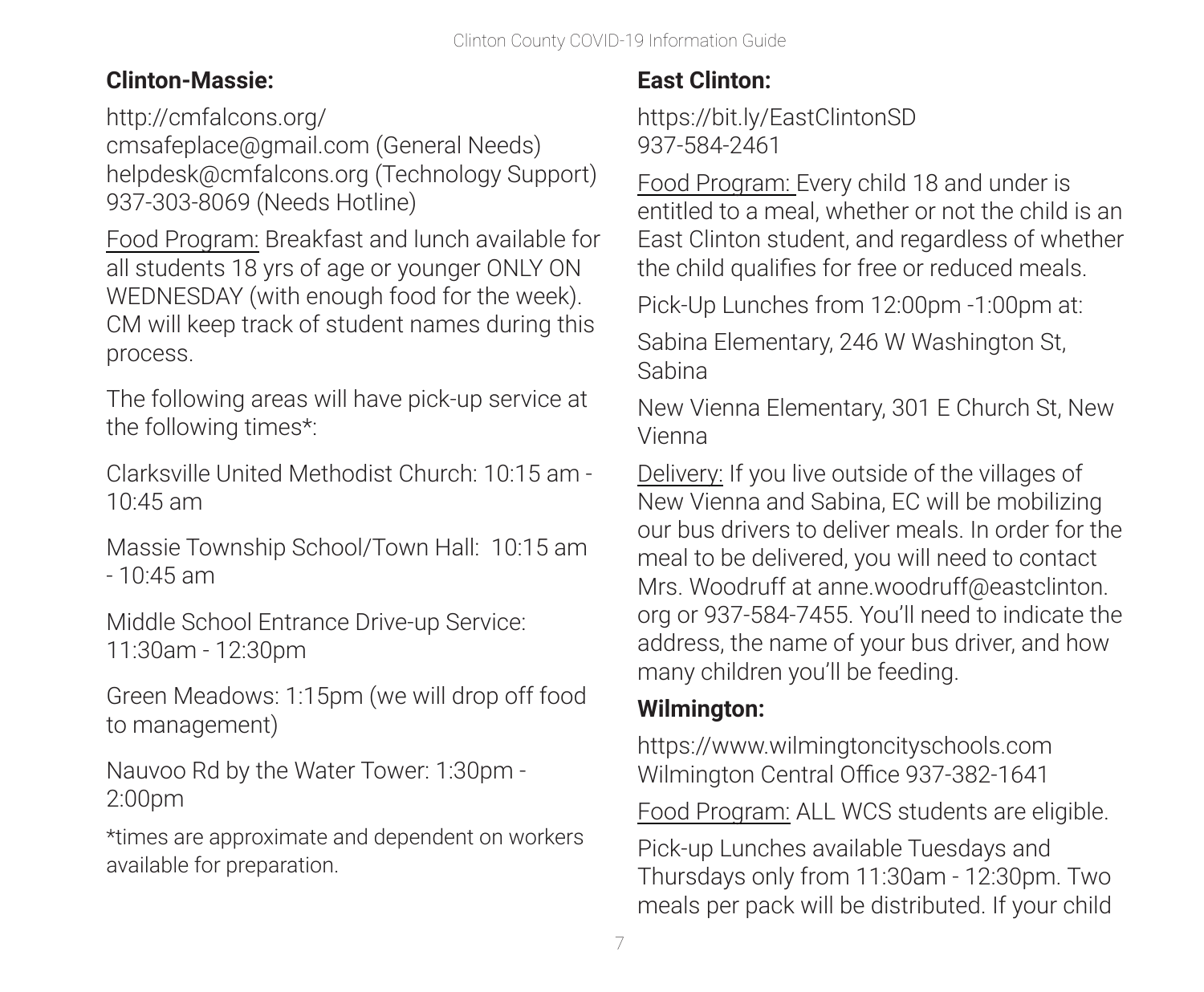**Clinton-Massie:**

http://cmfalcons.org/
cmsafeplace@gmail.com (General Needs)
helpdesk@cmfalcons.org (Technology Support)
937-303-8069 (Needs Hotline)

Food Program: Breakfast and lunch available for all students 18 yrs of age or younger ONLY ON WEDNESDAY (with enough food for the week). CM will keep track of student names during this process.

The following areas will have pick-up service at the following times*:

Clarksville United Methodist Church: 10:15 am - 10:45 am

Massie Township School/Town Hall: 10:15 am - 10:45 am

Middle School Entrance Drive-up Service: 11:30am - 12:30pm

Green Meadows: 1:15pm (we will drop off food to management)

Nauvoo Rd by the Water Tower: 1:30pm - 2:00pm

*times are approximate and dependent on workers available for preparation.

**East Clinton:**

https://bit.ly/EastClintonSD
937-584-2461

Food Program: Every child 18 and under is entitled to a meal, whether or not the child is an East Clinton student, and regardless of whether the child qualifies for free or reduced meals.

Pick-Up Lunches from 12:00pm -1:00pm at:

Sabina Elementary, 246 W Washington St, Sabina

New Vienna Elementary, 301 E Church St, New Vienna

Delivery: If you live outside of the villages of New Vienna and Sabina, EC will be mobilizing our bus drivers to deliver meals. In order for the meal to be delivered, you will need to contact Mrs. Woodruff at anne.woodruff@eastclinton.org or 937-584-7455. You'll need to indicate the address, the name of your bus driver, and how many children you'll be feeding.

**Wilmington:**

https://www.wilmingtoncityschools.com
Wilmington Central Office 937-382-1641

Food Program: ALL WCS students are eligible.

Pick-up Lunches available Tuesdays and Thursdays only from 11:30am - 12:30pm. Two meals per pack will be distributed. If your child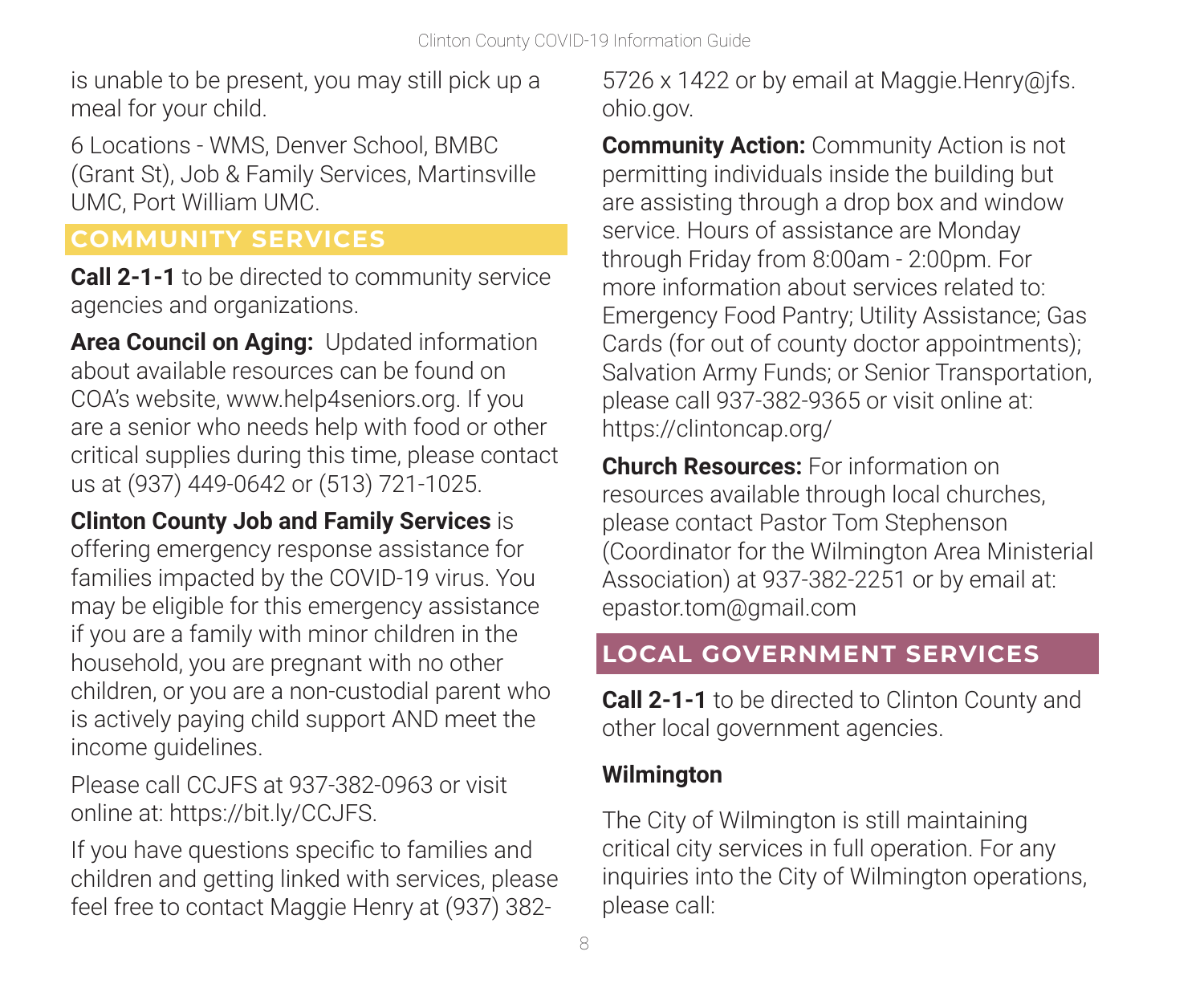is unable to be present, you may still pick up a meal for your child.

6 Locations - WMS, Denver School, BMBC (Grant St), Job & Family Services, Martinsville UMC, Port William UMC.

## COMMUNITY SERVICES

**Call 2-1-1** to be directed to community service agencies and organizations.

**Area Council on Aging:** Updated information about available resources can be found on COA's website, www.help4seniors.org. If you are a senior who needs help with food or other critical supplies during this time, please contact us at (937) 449-0642 or (513) 721-1025.

**Clinton County Job and Family Services** is offering emergency response assistance for families impacted by the COVID-19 virus. You may be eligible for this emergency assistance if you are a family with minor children in the household, you are pregnant with no other children, or you are a non-custodial parent who is actively paying child support AND meet the income guidelines.

Please call CCJFS at 937-382-0963 or visit online at: https://bit.ly/CCJFS.

If you have questions specific to families and children and getting linked with services, please feel free to contact Maggie Henry at (937) 382-5726 x 1422 or by email at Maggie.Henry@jfs.ohio.gov.

**Community Action:** Community Action is not permitting individuals inside the building but are assisting through a drop box and window service. Hours of assistance are Monday through Friday from 8:00am - 2:00pm. For more information about services related to: Emergency Food Pantry; Utility Assistance; Gas Cards (for out of county doctor appointments); Salvation Army Funds; or Senior Transportation, please call 937-382-9365 or visit online at: https://clintoncap.org/

**Church Resources:** For information on resources available through local churches, please contact Pastor Tom Stephenson (Coordinator for the Wilmington Area Ministerial Association) at 937-382-2251 or by email at: epastor.tom@gmail.com

## LOCAL GOVERNMENT SERVICES

**Call 2-1-1** to be directed to Clinton County and other local government agencies.

### Wilmington

The City of Wilmington is still maintaining critical city services in full operation. For any inquiries into the City of Wilmington operations, please call: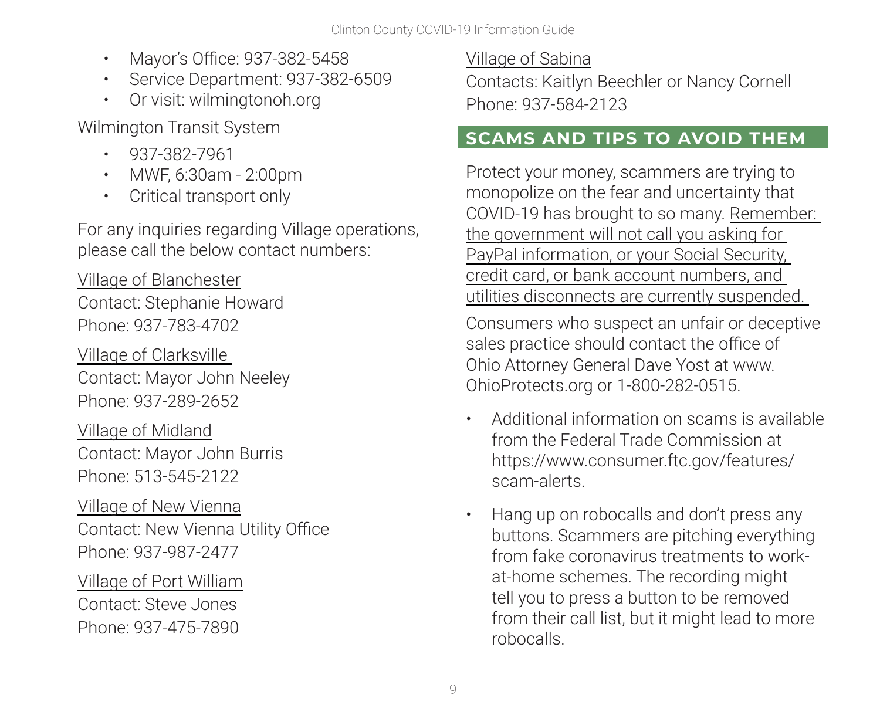- Mayor's Office: 937-382-5458
- Service Department: 937-382-6509
- Or visit: wilmingtonoh.org

Wilmington Transit System

- 937-382-7961
- MWF, 6:30am - 2:00pm
- Critical transport only

For any inquiries regarding Village operations, please call the below contact numbers:

Village of Blanchester
Contact: Stephanie Howard
Phone: 937-783-4702

Village of Clarksville
Contact: Mayor John Neeley
Phone: 937-289-2652

Village of Midland
Contact: Mayor John Burris
Phone: 513-545-2122

Village of New Vienna
Contact: New Vienna Utility Office
Phone: 937-987-2477

Village of Port William
Contact: Steve Jones
Phone: 937-475-7890

Village of Sabina
Contacts: Kaitlyn Beechler or Nancy Cornell
Phone: 937-584-2123

## SCAMS AND TIPS TO AVOID THEM

Protect your money, scammers are trying to monopolize on the fear and uncertainty that COVID-19 has brought to so many. Remember: the government will not call you asking for PayPal information, or your Social Security, credit card, or bank account numbers, and utilities disconnects are currently suspended.

Consumers who suspect an unfair or deceptive sales practice should contact the office of Ohio Attorney General Dave Yost at www.OhioProtects.org or 1-800-282-0515.

- Additional information on scams is available from the Federal Trade Commission at https://www.consumer.ftc.gov/features/scam-alerts.
- Hang up on robocalls and don't press any buttons. Scammers are pitching everything from fake coronavirus treatments to work-at-home schemes. The recording might tell you to press a button to be removed from their call list, but it might lead to more robocalls.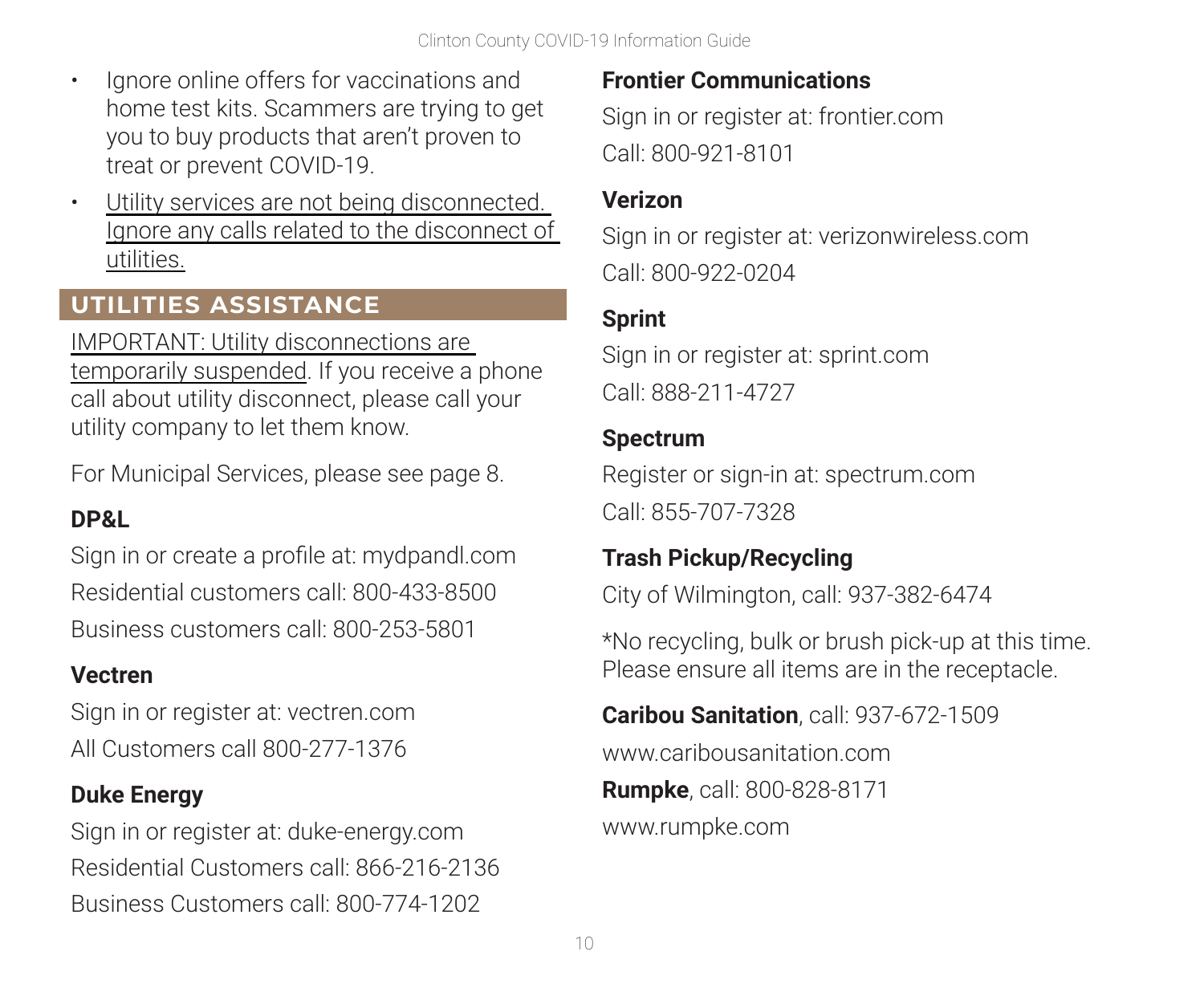- Ignore online offers for vaccinations and home test kits. Scammers are trying to get you to buy products that aren't proven to treat or prevent COVID-19.
- Utility services are not being disconnected. Ignore any calls related to the disconnect of utilities.

## UTILITIES ASSISTANCE

IMPORTANT: Utility disconnections are temporarily suspended. If you receive a phone call about utility disconnect, please call your utility company to let them know.

For Municipal Services, please see page 8.

**DP&L**

Sign in or create a profile at: mydpandl.com

Residential customers call: 800-433-8500

Business customers call: 800-253-5801

**Vectren**

Sign in or register at: vectren.com

All Customers call 800-277-1376

**Duke Energy**

Sign in or register at: duke-energy.com

Residential Customers call: 866-216-2136

Business Customers call: 800-774-1202

**Frontier Communications**

Sign in or register at: frontier.com

Call: 800-921-8101

**Verizon**

Sign in or register at: verizonwireless.com

Call: 800-922-0204

**Sprint**

Sign in or register at: sprint.com

Call: 888-211-4727

**Spectrum**

Register or sign-in at: spectrum.com

Call: 855-707-7328

**Trash Pickup/Recycling**

City of Wilmington, call: 937-382-6474

*No recycling, bulk or brush pick-up at this time. Please ensure all items are in the receptacle.

**Caribou Sanitation**, call: 937-672-1509

www.caribousanitation.com

**Rumpke**, call: 800-828-8171

www.rumpke.com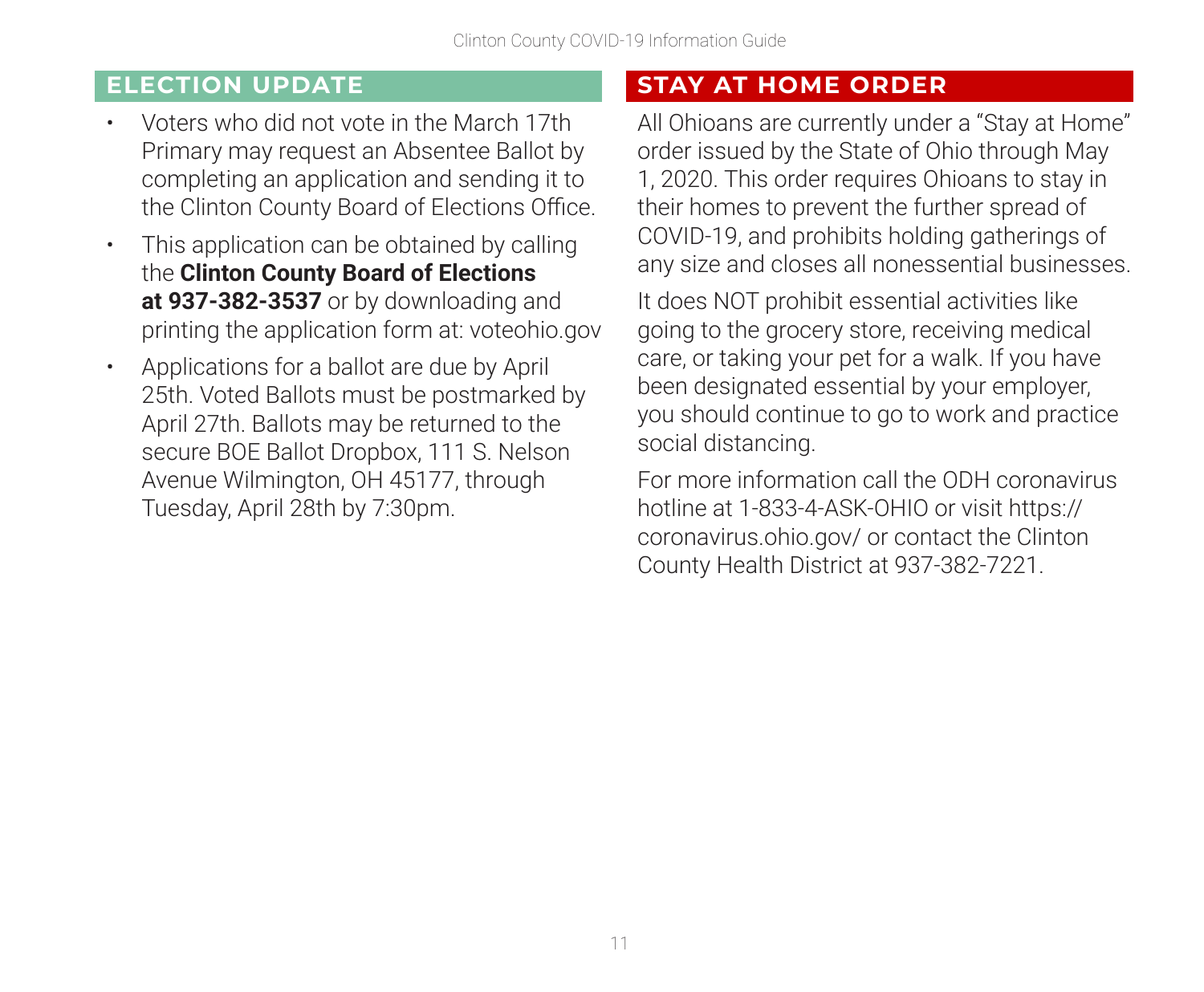## ELECTION UPDATE

- Voters who did not vote in the March 17th Primary may request an Absentee Ballot by completing an application and sending it to the Clinton County Board of Elections Office.
- This application can be obtained by calling the **Clinton County Board of Elections at 937-382-3537** or by downloading and printing the application form at: voteohio.gov
- Applications for a ballot are due by April 25th. Voted Ballots must be postmarked by April 27th. Ballots may be returned to the secure BOE Ballot Dropbox, 111 S. Nelson Avenue Wilmington, OH 45177, through Tuesday, April 28th by 7:30pm.

## STAY AT HOME ORDER

All Ohioans are currently under a "Stay at Home" order issued by the State of Ohio through May 1, 2020. This order requires Ohioans to stay in their homes to prevent the further spread of COVID-19, and prohibits holding gatherings of any size and closes all nonessential businesses.

It does NOT prohibit essential activities like going to the grocery store, receiving medical care, or taking your pet for a walk. If you have been designated essential by your employer, you should continue to go to work and practice social distancing.

For more information call the ODH coronavirus hotline at 1-833-4-ASK-OHIO or visit https://coronavirus.ohio.gov/ or contact the Clinton County Health District at 937-382-7221.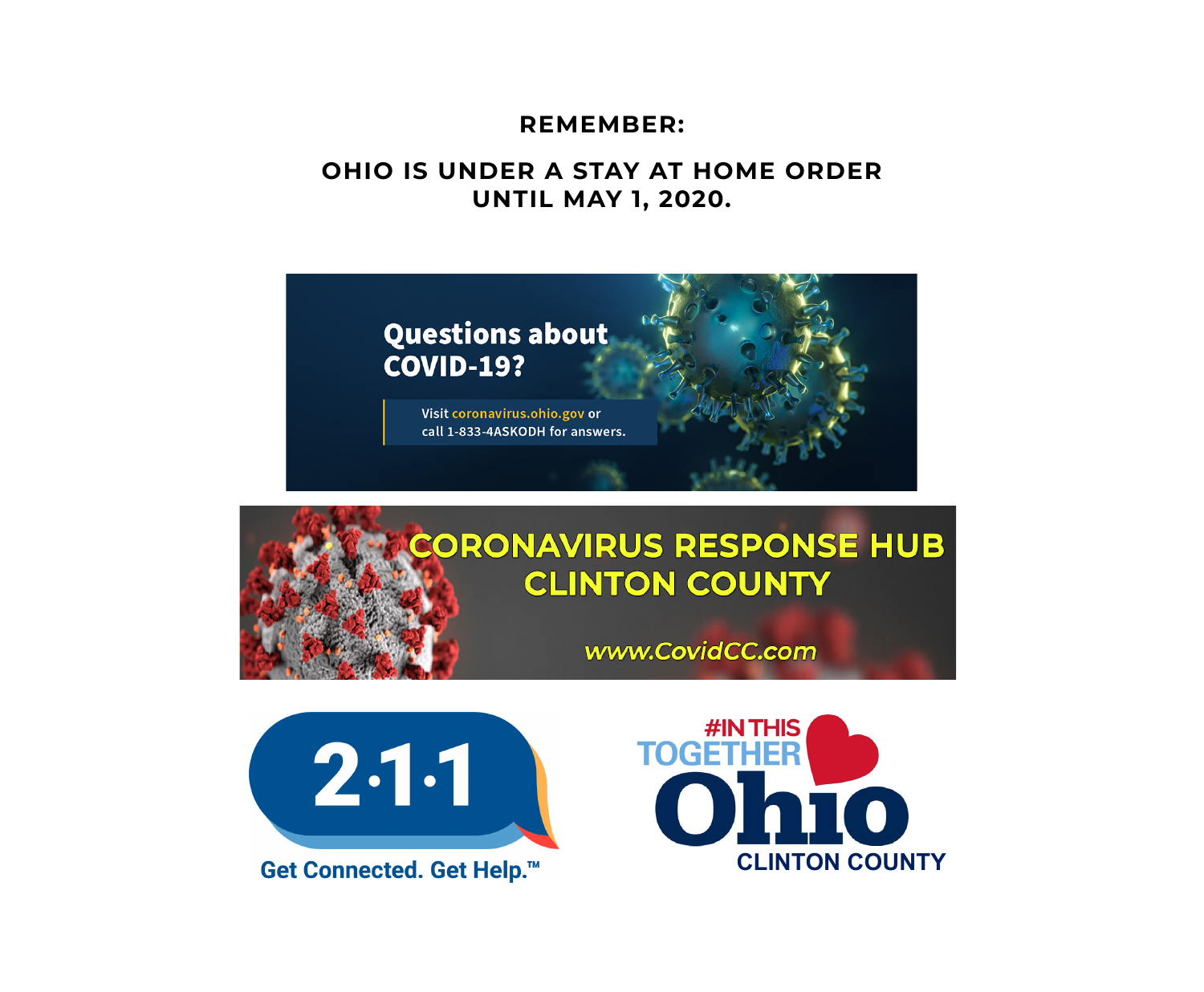**REMEMBER:**

**OHIO IS UNDER A STAY AT HOME ORDER UNTIL MAY 1, 2020.**

**Questions about COVID-19?**

Visit coronavirus.ohio.gov or call 1-833-4ASKODH for answers.

**CORONAVIRUS RESPONSE HUB CLINTON COUNTY**

www.CovidCC.com

2·1·1

Get Connected. Get Help.™

#IN THIS TOGETHER Ohio

CLINTON COUNTY